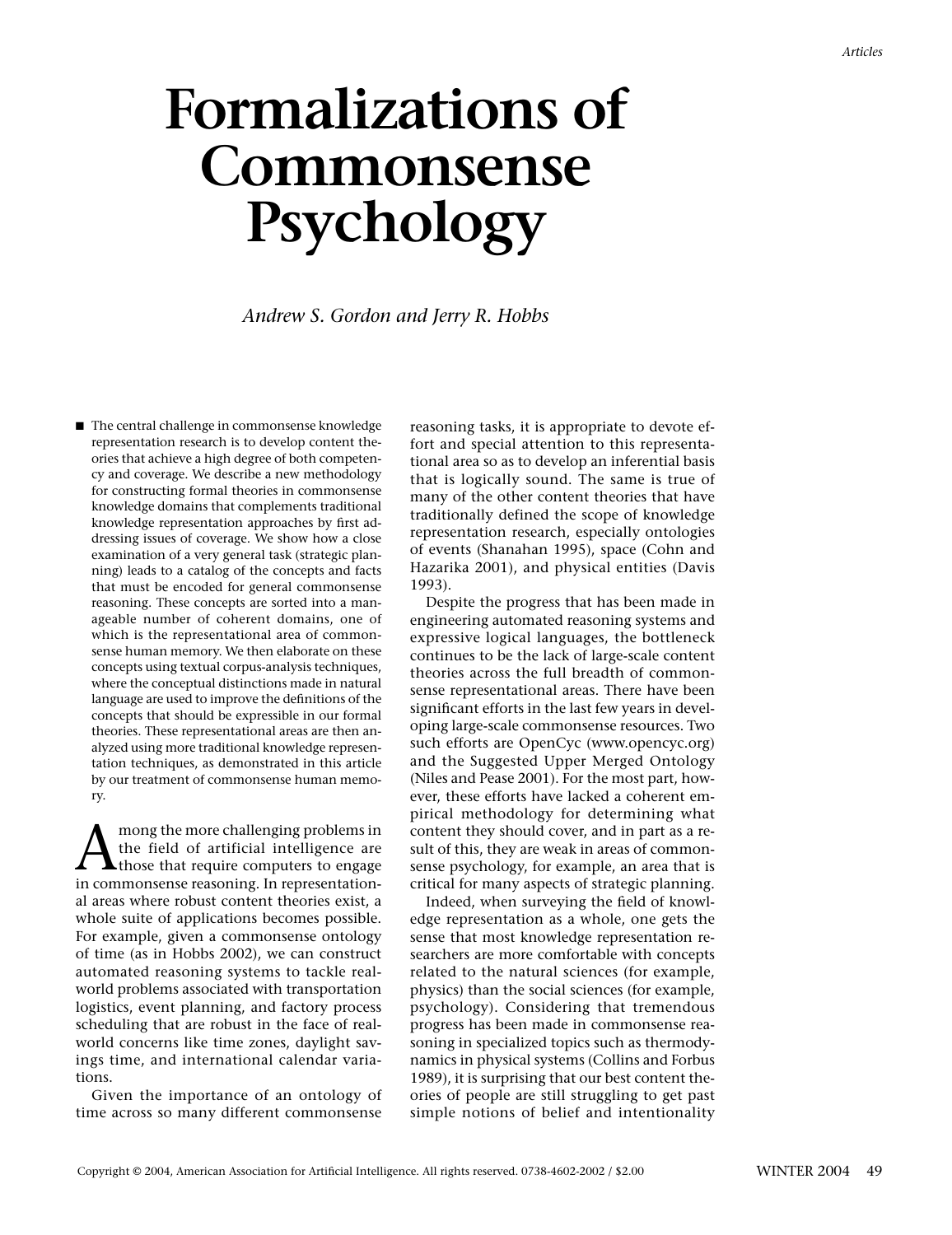# Formalizations of Commonsense Psychology

*Andrew S. Gordon and Jerry R. Hobbs*

■ The central challenge in commonsense knowledge representation research is to develop content theories that achieve a high degree of both competency and coverage. We describe a new methodology for constructing formal theories in commonsense knowledge domains that complements traditional knowledge representation approaches by first addressing issues of coverage. We show how a close examination of a very general task (strategic planning) leads to a catalog of the concepts and facts that must be encoded for general commonsense reasoning. These concepts are sorted into a manageable number of coherent domains, one of which is the representational area of commonsense human memory. We then elaborate on these concepts using textual corpus-analysis techniques, where the conceptual distinctions made in natural language are used to improve the definitions of the concepts that should be expressible in our formal theories. These representational areas are then analyzed using more traditional knowledge representation techniques, as demonstrated in this article by our treatment of commonsense human memory.

Among the more challenging problems in the field of artificial intelligence are those that require computers to engage in commonsense reasoning. In representational areas where robust content theories exist, a whole suite of applications becomes possible. For example, given a commonsense ontology of time (as in Hobbs 2002), we can construct automated reasoning systems to tackle real-world problems associated with transportation logistics, event planning, and factory process scheduling that are robust in the face of real-world concerns like time zones, daylight savings time, and international calendar variations.

Given the importance of an ontology of time across so many different commonsense reasoning tasks, it is appropriate to devote effort and special attention to this representational area so as to develop an inferential basis that is logically sound. The same is true of many of the other content theories that have traditionally defined the scope of knowledge representation research, especially ontologies of events (Shanahan 1995), space (Cohn and Hazarika 2001), and physical entities (Davis 1993).

Despite the progress that has been made in engineering automated reasoning systems and expressive logical languages, the bottleneck continues to be the lack of large-scale content theories across the full breadth of commonsense representational areas. There have been significant efforts in the last few years in developing large-scale commonsense resources. Two such efforts are OpenCyc (www.opencyc.org) and the Suggested Upper Merged Ontology (Niles and Pease 2001). For the most part, however, these efforts have lacked a coherent empirical methodology for determining what content they should cover, and in part as a result of this, they are weak in areas of commonsense psychology, for example, an area that is critical for many aspects of strategic planning.

Indeed, when surveying the field of knowledge representation as a whole, one gets the sense that most knowledge representation researchers are more comfortable with concepts related to the natural sciences (for example, physics) than the social sciences (for example, psychology). Considering that tremendous progress has been made in commonsense reasoning in specialized topics such as thermodynamics in physical systems (Collins and Forbus 1989), it is surprising that our best content theories of people are still struggling to get past simple notions of belief and intentionality

Copyright © 2004, American Association for Artificial Intelligence. All rights reserved. 0738-4602-2002 / $2.00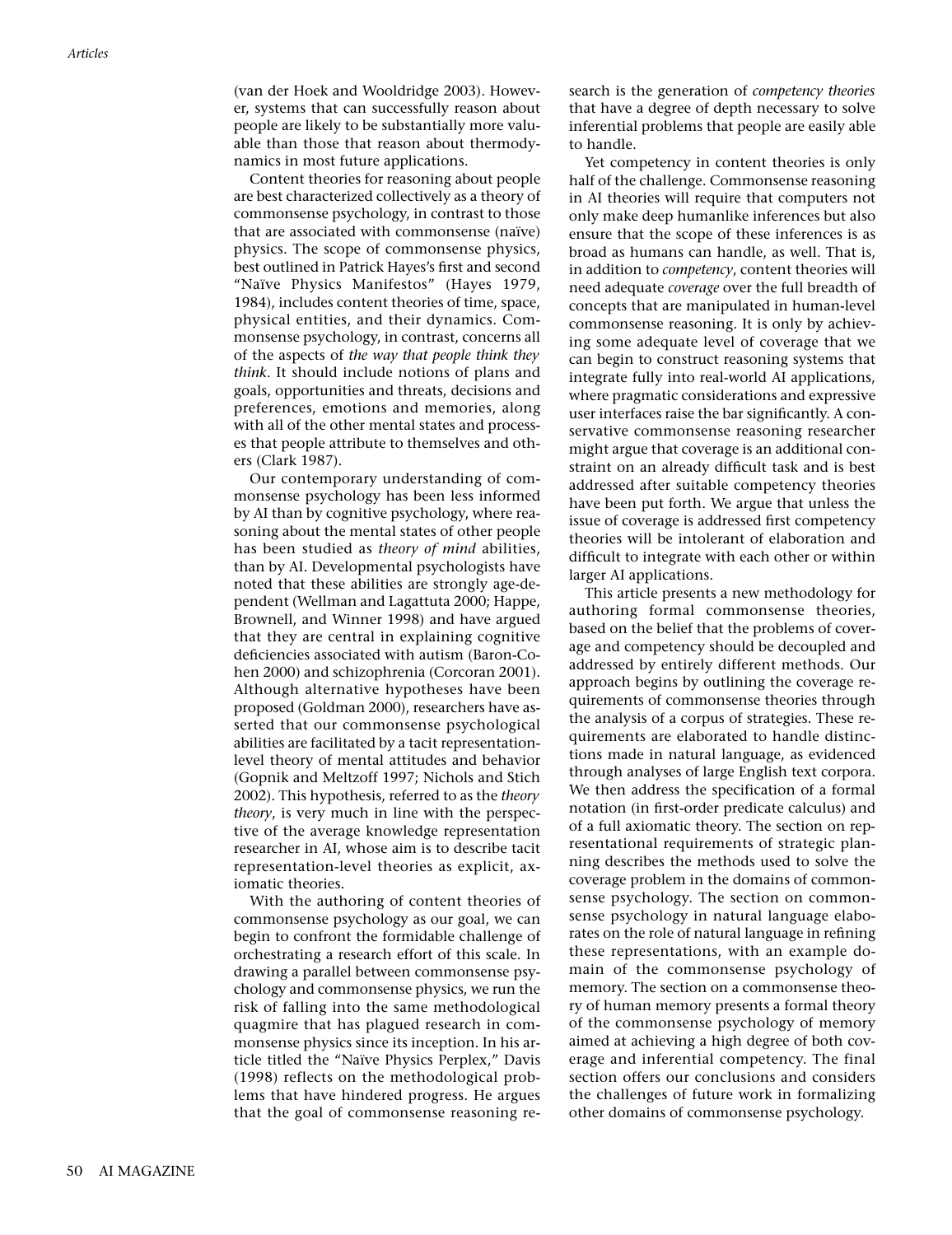(van der Hoek and Wooldridge 2003). However, systems that can successfully reason about people are likely to be substantially more valuable than those that reason about thermodynamics in most future applications.

Content theories for reasoning about people are best characterized collectively as a theory of commonsense psychology, in contrast to those that are associated with commonsense (naïve) physics. The scope of commonsense physics, best outlined in Patrick Hayes's first and second "Naïve Physics Manifestos" (Hayes 1979, 1984), includes content theories of time, space, physical entities, and their dynamics. Commonsense psychology, in contrast, concerns all of the aspects of *the way that people think they think*. It should include notions of plans and goals, opportunities and threats, decisions and preferences, emotions and memories, along with all of the other mental states and processes that people attribute to themselves and others (Clark 1987).

Our contemporary understanding of commonsense psychology has been less informed by AI than by cognitive psychology, where reasoning about the mental states of other people has been studied as *theory of mind* abilities, than by AI. Developmental psychologists have noted that these abilities are strongly age-dependent (Wellman and Lagattuta 2000; Happe, Brownell, and Winner 1998) and have argued that they are central in explaining cognitive deficiencies associated with autism (Baron-Cohen 2000) and schizophrenia (Corcoran 2001). Although alternative hypotheses have been proposed (Goldman 2000), researchers have asserted that our commonsense psychological abilities are facilitated by a tacit representation-level theory of mental attitudes and behavior (Gopnik and Meltzoff 1997; Nichols and Stich 2002). This hypothesis, referred to as the *theory theory*, is very much in line with the perspective of the average knowledge representation researcher in AI, whose aim is to describe tacit representation-level theories as explicit, axiomatic theories.

With the authoring of content theories of commonsense psychology as our goal, we can begin to confront the formidable challenge of orchestrating a research effort of this scale. In drawing a parallel between commonsense psychology and commonsense physics, we run the risk of falling into the same methodological quagmire that has plagued research in commonsense physics since its inception. In his article titled the "Naïve Physics Perplex," Davis (1998) reflects on the methodological problems that have hindered progress. He argues that the goal of commonsense reasoning research is the generation of *competency theories* that have a degree of depth necessary to solve inferential problems that people are easily able to handle.

Yet competency in content theories is only half of the challenge. Commonsense reasoning in AI theories will require that computers not only make deep humanlike inferences but also ensure that the scope of these inferences is as broad as humans can handle, as well. That is, in addition to *competency*, content theories will need adequate *coverage* over the full breadth of concepts that are manipulated in human-level commonsense reasoning. It is only by achieving some adequate level of coverage that we can begin to construct reasoning systems that integrate fully into real-world AI applications, where pragmatic considerations and expressive user interfaces raise the bar significantly. A conservative commonsense reasoning researcher might argue that coverage is an additional constraint on an already difficult task and is best addressed after suitable competency theories have been put forth. We argue that unless the issue of coverage is addressed first competency theories will be intolerant of elaboration and difficult to integrate with each other or within larger AI applications.

This article presents a new methodology for authoring formal commonsense theories, based on the belief that the problems of coverage and competency should be decoupled and addressed by entirely different methods. Our approach begins by outlining the coverage requirements of commonsense theories through the analysis of a corpus of strategies. These requirements are elaborated to handle distinctions made in natural language, as evidenced through analyses of large English text corpora. We then address the specification of a formal notation (in first-order predicate calculus) and of a full axiomatic theory. The section on representational requirements of strategic planning describes the methods used to solve the coverage problem in the domains of commonsense psychology. The section on commonsense psychology in natural language elaborates on the role of natural language in refining these representations, with an example domain of the commonsense psychology of memory. The section on a commonsense theory of human memory presents a formal theory of the commonsense psychology of memory aimed at achieving a high degree of both coverage and inferential competency. The final section offers our conclusions and considers the challenges of future work in formalizing other domains of commonsense psychology.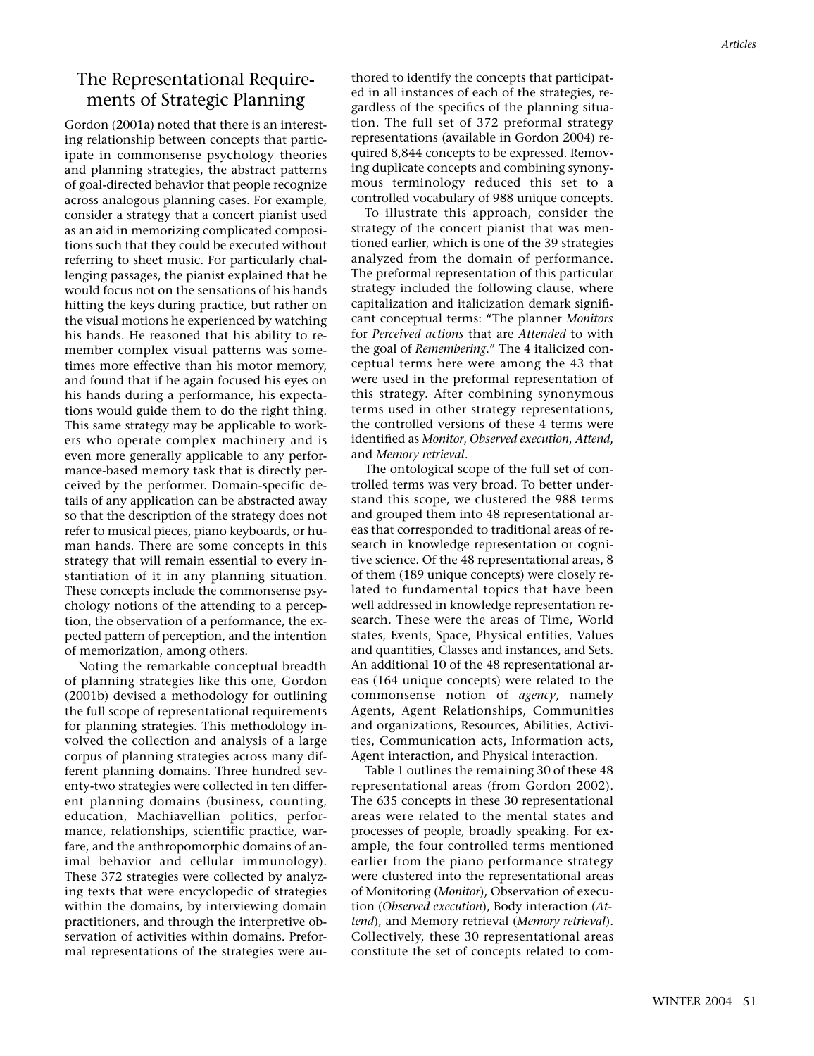## The Representational Requirements of Strategic Planning

Gordon (2001a) noted that there is an interesting relationship between concepts that participate in commonsense psychology theories and planning strategies, the abstract patterns of goal-directed behavior that people recognize across analogous planning cases. For example, consider a strategy that a concert pianist used as an aid in memorizing complicated compositions such that they could be executed without referring to sheet music. For particularly challenging passages, the pianist explained that he would focus not on the sensations of his hands hitting the keys during practice, but rather on the visual motions he experienced by watching his hands. He reasoned that his ability to remember complex visual patterns was sometimes more effective than his motor memory, and found that if he again focused his eyes on his hands during a performance, his expectations would guide them to do the right thing. This same strategy may be applicable to workers who operate complex machinery and is even more generally applicable to any performance-based memory task that is directly perceived by the performer. Domain-specific details of any application can be abstracted away so that the description of the strategy does not refer to musical pieces, piano keyboards, or human hands. There are some concepts in this strategy that will remain essential to every instantiation of it in any planning situation. These concepts include the commonsense psychology notions of the attending to a perception, the observation of a performance, the expected pattern of perception, and the intention of memorization, among others.

Noting the remarkable conceptual breadth of planning strategies like this one, Gordon (2001b) devised a methodology for outlining the full scope of representational requirements for planning strategies. This methodology involved the collection and analysis of a large corpus of planning strategies across many different planning domains. Three hundred seventy-two strategies were collected in ten different planning domains (business, counting, education, Machiavellian politics, performance, relationships, scientific practice, warfare, and the anthropomorphic domains of animal behavior and cellular immunology). These 372 strategies were collected by analyzing texts that were encyclopedic of strategies within the domains, by interviewing domain practitioners, and through the interpretive observation of activities within domains. Preformal representations of the strategies were authored to identify the concepts that participated in all instances of each of the strategies, regardless of the specifics of the planning situation. The full set of 372 preformal strategy representations (available in Gordon 2004) required 8,844 concepts to be expressed. Removing duplicate concepts and combining synonymous terminology reduced this set to a controlled vocabulary of 988 unique concepts.

To illustrate this approach, consider the strategy of the concert pianist that was mentioned earlier, which is one of the 39 strategies analyzed from the domain of performance. The preformal representation of this particular strategy included the following clause, where capitalization and italicization demark significant conceptual terms: "The planner *Monitors* for *Perceived actions* that are *Attended* to with the goal of *Remembering*." The 4 italicized conceptual terms here were among the 43 that were used in the preformal representation of this strategy. After combining synonymous terms used in other strategy representations, the controlled versions of these 4 terms were identified as *Monitor*, *Observed execution*, *Attend*, and *Memory retrieval*.

The ontological scope of the full set of controlled terms was very broad. To better understand this scope, we clustered the 988 terms and grouped them into 48 representational areas that corresponded to traditional areas of research in knowledge representation or cognitive science. Of the 48 representational areas, 8 of them (189 unique concepts) were closely related to fundamental topics that have been well addressed in knowledge representation research. These were the areas of Time, World states, Events, Space, Physical entities, Values and quantities, Classes and instances, and Sets. An additional 10 of the 48 representational areas (164 unique concepts) were related to the commonsense notion of *agency*, namely Agents, Agent Relationships, Communities and organizations, Resources, Abilities, Activities, Communication acts, Information acts, Agent interaction, and Physical interaction.

Table 1 outlines the remaining 30 of these 48 representational areas (from Gordon 2002). The 635 concepts in these 30 representational areas were related to the mental states and processes of people, broadly speaking. For example, the four controlled terms mentioned earlier from the piano performance strategy were clustered into the representational areas of Monitoring (*Monitor*), Observation of execution (*Observed execution*), Body interaction (*Attend*), and Memory retrieval (*Memory retrieval*). Collectively, these 30 representational areas constitute the set of concepts related to com-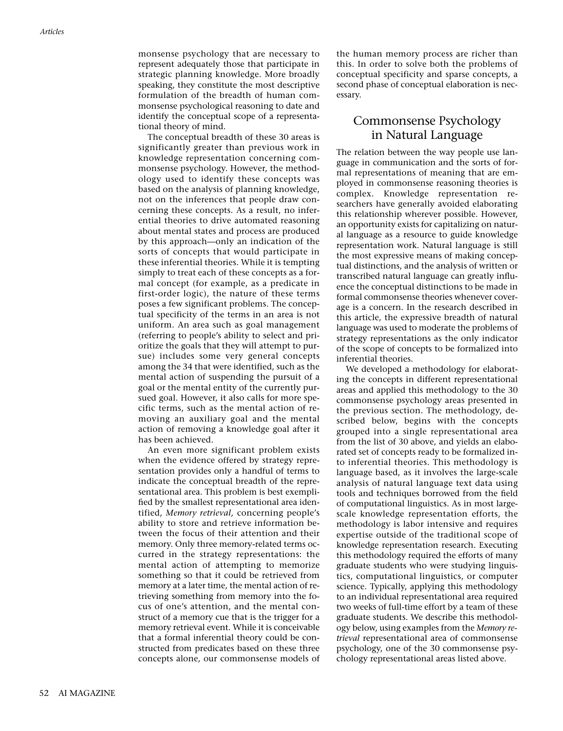monsense psychology that are necessary to represent adequately those that participate in strategic planning knowledge. More broadly speaking, they constitute the most descriptive formulation of the breadth of human commonsense psychological reasoning to date and identify the conceptual scope of a representational theory of mind.

The conceptual breadth of these 30 areas is significantly greater than previous work in knowledge representation concerning commonsense psychology. However, the methodology used to identify these concepts was based on the analysis of planning knowledge, not on the inferences that people draw concerning these concepts. As a result, no inferential theories to drive automated reasoning about mental states and process are produced by this approach—only an indication of the sorts of concepts that would participate in these inferential theories. While it is tempting simply to treat each of these concepts as a formal concept (for example, as a predicate in first-order logic), the nature of these terms poses a few significant problems. The conceptual specificity of the terms in an area is not uniform. An area such as goal management (referring to people's ability to select and prioritize the goals that they will attempt to pursue) includes some very general concepts among the 34 that were identified, such as the mental action of suspending the pursuit of a goal or the mental entity of the currently pursued goal. However, it also calls for more specific terms, such as the mental action of removing an auxiliary goal and the mental action of removing a knowledge goal after it has been achieved.

An even more significant problem exists when the evidence offered by strategy representation provides only a handful of terms to indicate the conceptual breadth of the representational area. This problem is best exemplified by the smallest representational area identified, *Memory retrieval,* concerning people's ability to store and retrieve information between the focus of their attention and their memory. Only three memory-related terms occurred in the strategy representations: the mental action of attempting to memorize something so that it could be retrieved from memory at a later time, the mental action of retrieving something from memory into the focus of one's attention, and the mental construct of a memory cue that is the trigger for a memory retrieval event. While it is conceivable that a formal inferential theory could be constructed from predicates based on these three concepts alone, our commonsense models of the human memory process are richer than this. In order to solve both the problems of conceptual specificity and sparse concepts, a second phase of conceptual elaboration is necessary.

## Commonsense Psychology in Natural Language

The relation between the way people use language in communication and the sorts of formal representations of meaning that are employed in commonsense reasoning theories is complex. Knowledge representation researchers have generally avoided elaborating this relationship wherever possible. However, an opportunity exists for capitalizing on natural language as a resource to guide knowledge representation work. Natural language is still the most expressive means of making conceptual distinctions, and the analysis of written or transcribed natural language can greatly influence the conceptual distinctions to be made in formal commonsense theories whenever coverage is a concern. In the research described in this article, the expressive breadth of natural language was used to moderate the problems of strategy representations as the only indicator of the scope of concepts to be formalized into inferential theories.

We developed a methodology for elaborating the concepts in different representational areas and applied this methodology to the 30 commonsense psychology areas presented in the previous section. The methodology, described below, begins with the concepts grouped into a single representational area from the list of 30 above, and yields an elaborated set of concepts ready to be formalized into inferential theories. This methodology is language based, as it involves the large-scale analysis of natural language text data using tools and techniques borrowed from the field of computational linguistics. As in most large-scale knowledge representation efforts, the methodology is labor intensive and requires expertise outside of the traditional scope of knowledge representation research. Executing this methodology required the efforts of many graduate students who were studying linguistics, computational linguistics, or computer science. Typically, applying this methodology to an individual representational area required two weeks of full-time effort by a team of these graduate students. We describe this methodology below, using examples from the *Memory retrieval* representational area of commonsense psychology, one of the 30 commonsense psychology representational areas listed above.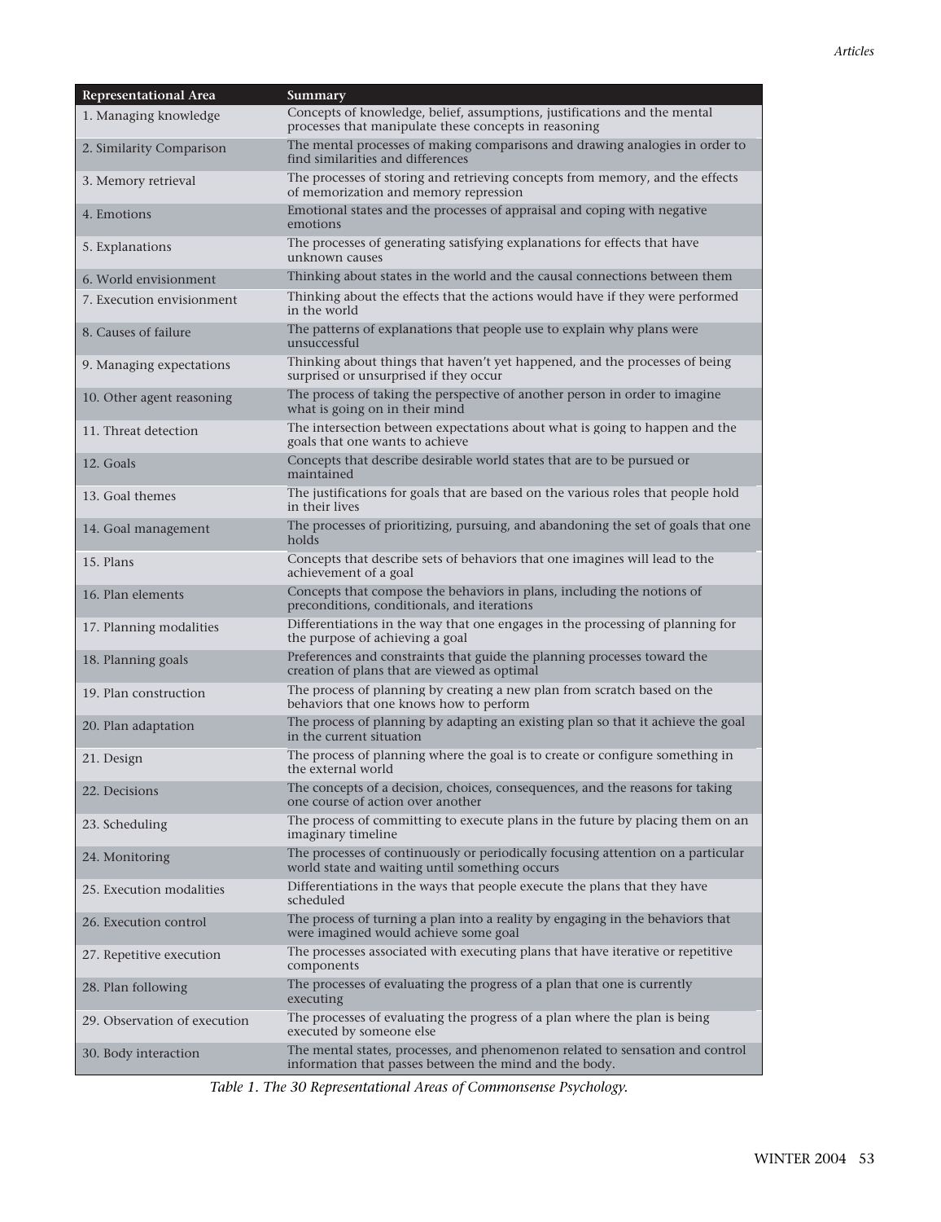| Representational Area | Summary |
|---|---|
| 1. Managing knowledge | Concepts of knowledge, belief, assumptions, justifications and the mental processes that manipulate these concepts in reasoning |
| 2. Similarity Comparison | The mental processes of making comparisons and drawing analogies in order to find similarities and differences |
| 3. Memory retrieval | The processes of storing and retrieving concepts from memory, and the effects of memorization and memory repression |
| 4. Emotions | Emotional states and the processes of appraisal and coping with negative emotions |
| 5. Explanations | The processes of generating satisfying explanations for effects that have unknown causes |
| 6. World envisionment | Thinking about states in the world and the causal connections between them |
| 7. Execution envisionment | Thinking about the effects that the actions would have if they were performed in the world |
| 8. Causes of failure | The patterns of explanations that people use to explain why plans were unsuccessful |
| 9. Managing expectations | Thinking about things that haven't yet happened, and the processes of being surprised or unsurprised if they occur |
| 10. Other agent reasoning | The process of taking the perspective of another person in order to imagine what is going on in their mind |
| 11. Threat detection | The intersection between expectations about what is going to happen and the goals that one wants to achieve |
| 12. Goals | Concepts that describe desirable world states that are to be pursued or maintained |
| 13. Goal themes | The justifications for goals that are based on the various roles that people hold in their lives |
| 14. Goal management | The processes of prioritizing, pursuing, and abandoning the set of goals that one holds |
| 15. Plans | Concepts that describe sets of behaviors that one imagines will lead to the achievement of a goal |
| 16. Plan elements | Concepts that compose the behaviors in plans, including the notions of preconditions, conditionals, and iterations |
| 17. Planning modalities | Differentiations in the way that one engages in the processing of planning for the purpose of achieving a goal |
| 18. Planning goals | Preferences and constraints that guide the planning processes toward the creation of plans that are viewed as optimal |
| 19. Plan construction | The process of planning by creating a new plan from scratch based on the behaviors that one knows how to perform |
| 20. Plan adaptation | The process of planning by adapting an existing plan so that it achieve the goal in the current situation |
| 21. Design | The process of planning where the goal is to create or configure something in the external world |
| 22. Decisions | The concepts of a decision, choices, consequences, and the reasons for taking one course of action over another |
| 23. Scheduling | The process of committing to execute plans in the future by placing them on an imaginary timeline |
| 24. Monitoring | The processes of continuously or periodically focusing attention on a particular world state and waiting until something occurs |
| 25. Execution modalities | Differentiations in the ways that people execute the plans that they have scheduled |
| 26. Execution control | The process of turning a plan into a reality by engaging in the behaviors that were imagined would achieve some goal |
| 27. Repetitive execution | The processes associated with executing plans that have iterative or repetitive components |
| 28. Plan following | The processes of evaluating the progress of a plan that one is currently executing |
| 29. Observation of execution | The processes of evaluating the progress of a plan where the plan is being executed by someone else |
| 30. Body interaction | The mental states, processes, and phenomenon related to sensation and control information that passes between the mind and the body. |

*Table 1. The 30 Representational Areas of Commonsense Psychology.*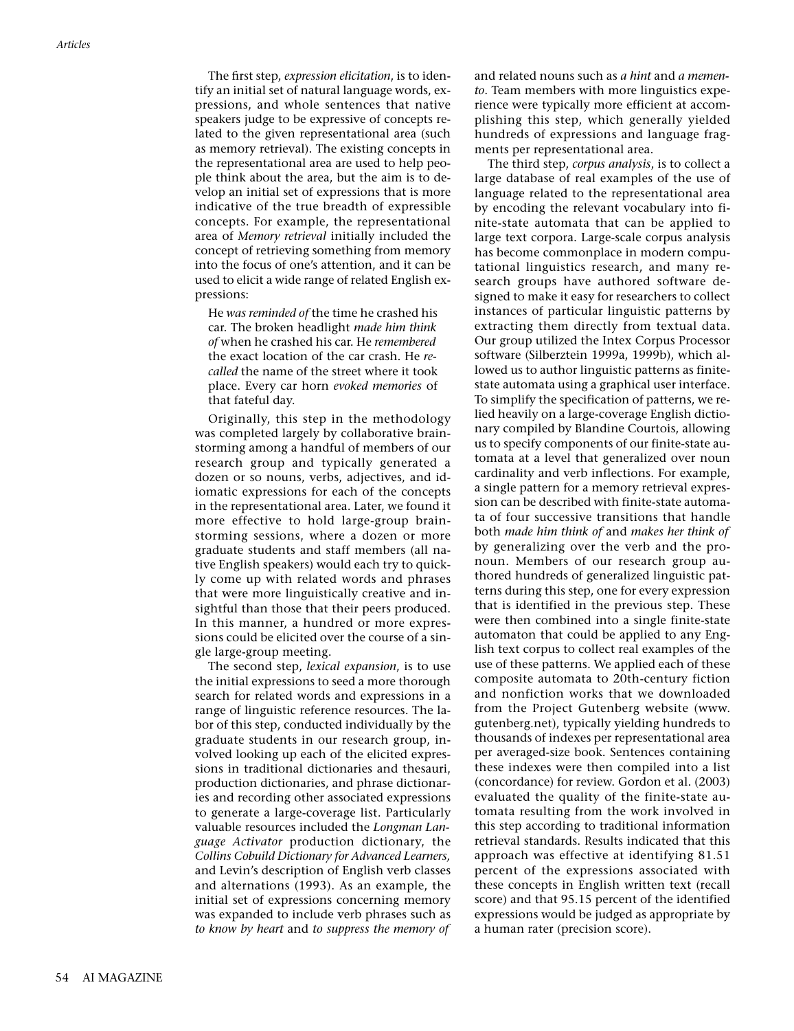The first step, *expression elicitation*, is to identify an initial set of natural language words, expressions, and whole sentences that native speakers judge to be expressive of concepts related to the given representational area (such as memory retrieval). The existing concepts in the representational area are used to help people think about the area, but the aim is to develop an initial set of expressions that is more indicative of the true breadth of expressible concepts. For example, the representational area of *Memory retrieval* initially included the concept of retrieving something from memory into the focus of one's attention, and it can be used to elicit a wide range of related English expressions:

> He *was reminded of* the time he crashed his car. The broken headlight *made him think of* when he crashed his car. He *remembered* the exact location of the car crash. He *recalled* the name of the street where it took place. Every car horn *evoked memories* of that fateful day.

Originally, this step in the methodology was completed largely by collaborative brainstorming among a handful of members of our research group and typically generated a dozen or so nouns, verbs, adjectives, and idiomatic expressions for each of the concepts in the representational area. Later, we found it more effective to hold large-group brainstorming sessions, where a dozen or more graduate students and staff members (all native English speakers) would each try to quickly come up with related words and phrases that were more linguistically creative and insightful than those that their peers produced. In this manner, a hundred or more expressions could be elicited over the course of a single large-group meeting.

The second step, *lexical expansion*, is to use the initial expressions to seed a more thorough search for related words and expressions in a range of linguistic reference resources. The labor of this step, conducted individually by the graduate students in our research group, involved looking up each of the elicited expressions in traditional dictionaries and thesauri, production dictionaries, and phrase dictionaries and recording other associated expressions to generate a large-coverage list. Particularly valuable resources included the *Longman Language Activator* production dictionary, the *Collins Cobuild Dictionary for Advanced Learners,* and Levin's description of English verb classes and alternations (1993). As an example, the initial set of expressions concerning memory was expanded to include verb phrases such as *to know by heart* and *to suppress the memory of* and related nouns such as *a hint* and *a memento*. Team members with more linguistics experience were typically more efficient at accomplishing this step, which generally yielded hundreds of expressions and language fragments per representational area.

The third step, *corpus analysis*, is to collect a large database of real examples of the use of language related to the representational area by encoding the relevant vocabulary into finite-state automata that can be applied to large text corpora. Large-scale corpus analysis has become commonplace in modern computational linguistics research, and many research groups have authored software designed to make it easy for researchers to collect instances of particular linguistic patterns by extracting them directly from textual data. Our group utilized the Intex Corpus Processor software (Silberztein 1999a, 1999b), which allowed us to author linguistic patterns as finite-state automata using a graphical user interface. To simplify the specification of patterns, we relied heavily on a large-coverage English dictionary compiled by Blandine Courtois, allowing us to specify components of our finite-state automata at a level that generalized over noun cardinality and verb inflections. For example, a single pattern for a memory retrieval expression can be described with finite-state automata of four successive transitions that handle both *made him think of* and *makes her think of* by generalizing over the verb and the pronoun. Members of our research group authored hundreds of generalized linguistic patterns during this step, one for every expression that is identified in the previous step. These were then combined into a single finite-state automaton that could be applied to any English text corpus to collect real examples of the use of these patterns. We applied each of these composite automata to 20th-century fiction and nonfiction works that we downloaded from the Project Gutenberg website (www.gutenberg.net), typically yielding hundreds to thousands of indexes per representational area per averaged-size book. Sentences containing these indexes were then compiled into a list (concordance) for review. Gordon et al. (2003) evaluated the quality of the finite-state automata resulting from the work involved in this step according to traditional information retrieval standards. Results indicated that this approach was effective at identifying 81.51 percent of the expressions associated with these concepts in English written text (recall score) and that 95.15 percent of the identified expressions would be judged as appropriate by a human rater (precision score).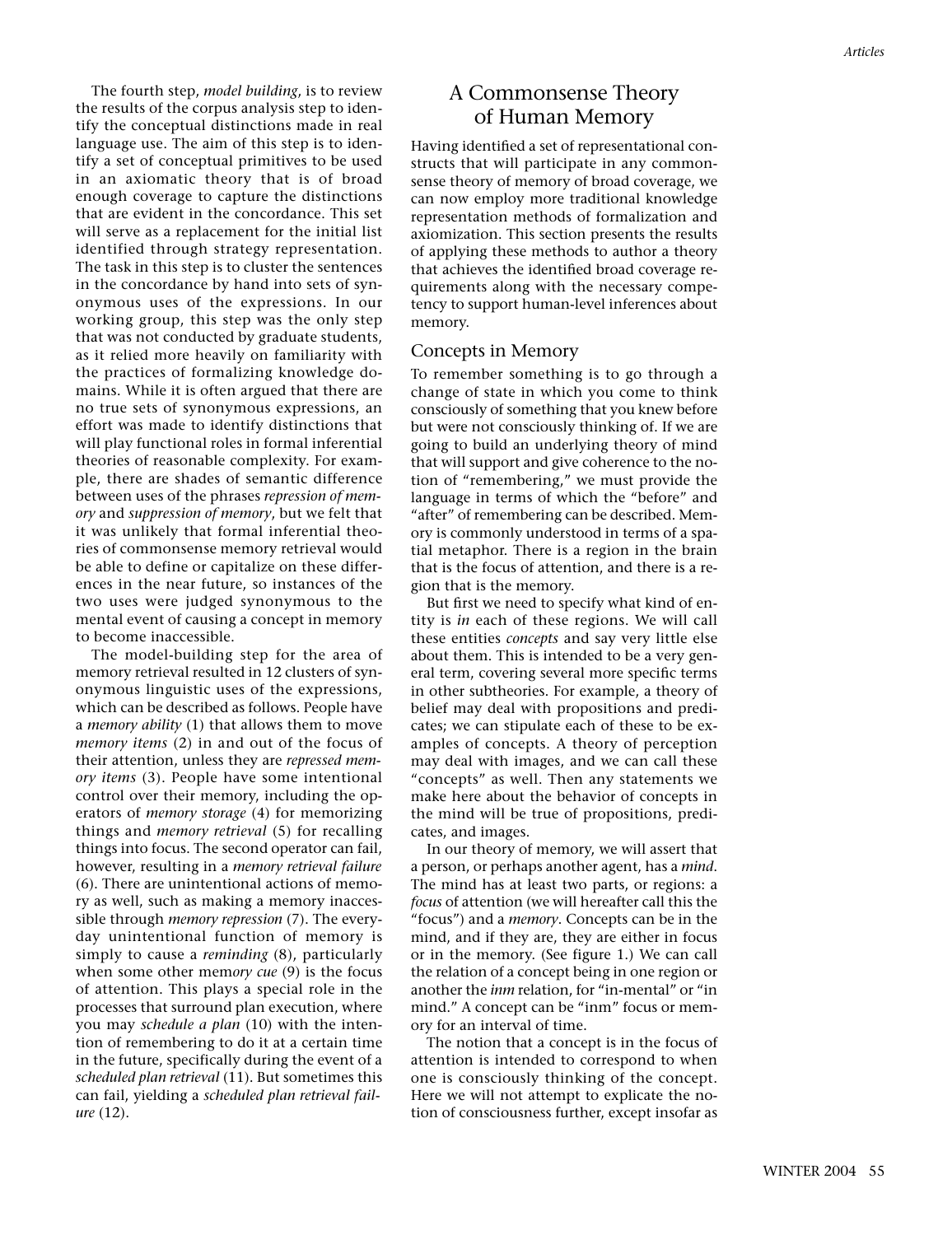The fourth step, *model building*, is to review the results of the corpus analysis step to identify the conceptual distinctions made in real language use. The aim of this step is to identify a set of conceptual primitives to be used in an axiomatic theory that is of broad enough coverage to capture the distinctions that are evident in the concordance. This set will serve as a replacement for the initial list identified through strategy representation. The task in this step is to cluster the sentences in the concordance by hand into sets of synonymous uses of the expressions. In our working group, this step was the only step that was not conducted by graduate students, as it relied more heavily on familiarity with the practices of formalizing knowledge domains. While it is often argued that there are no true sets of synonymous expressions, an effort was made to identify distinctions that will play functional roles in formal inferential theories of reasonable complexity. For example, there are shades of semantic difference between uses of the phrases *repression of memory* and *suppression of memory*, but we felt that it was unlikely that formal inferential theories of commonsense memory retrieval would be able to define or capitalize on these differences in the near future, so instances of the two uses were judged synonymous to the mental event of causing a concept in memory to become inaccessible.

The model-building step for the area of memory retrieval resulted in 12 clusters of synonymous linguistic uses of the expressions, which can be described as follows. People have a *memory ability* (1) that allows them to move *memory items* (2) in and out of the focus of their attention, unless they are *repressed memory items* (3). People have some intentional control over their memory, including the operators of *memory storage* (4) for memorizing things and *memory retrieval* (5) for recalling things into focus. The second operator can fail, however, resulting in a *memory retrieval failure* (6). There are unintentional actions of memory as well, such as making a memory inaccessible through *memory repression* (7). The everyday unintentional function of memory is simply to cause a *reminding* (8), particularly when some other *memory cue* (9) is the focus of attention. This plays a special role in the processes that surround plan execution, where you may *schedule a plan* (10) with the intention of remembering to do it at a certain time in the future, specifically during the event of a *scheduled plan retrieval* (11). But sometimes this can fail, yielding a *scheduled plan retrieval failure* (12).

## A Commonsense Theory of Human Memory

Having identified a set of representational constructs that will participate in any commonsense theory of memory of broad coverage, we can now employ more traditional knowledge representation methods of formalization and axiomization. This section presents the results of applying these methods to author a theory that achieves the identified broad coverage requirements along with the necessary competency to support human-level inferences about memory.

### Concepts in Memory

To remember something is to go through a change of state in which you come to think consciously of something that you knew before but were not consciously thinking of. If we are going to build an underlying theory of mind that will support and give coherence to the notion of "remembering," we must provide the language in terms of which the "before" and "after" of remembering can be described. Memory is commonly understood in terms of a spatial metaphor. There is a region in the brain that is the focus of attention, and there is a region that is the memory.

But first we need to specify what kind of entity is *in* each of these regions. We will call these entities *concepts* and say very little else about them. This is intended to be a very general term, covering several more specific terms in other subtheories. For example, a theory of belief may deal with propositions and predicates; we can stipulate each of these to be examples of concepts. A theory of perception may deal with images, and we can call these "concepts" as well. Then any statements we make here about the behavior of concepts in the mind will be true of propositions, predicates, and images.

In our theory of memory, we will assert that a person, or perhaps another agent, has a *mind*. The mind has at least two parts, or regions: a *focus* of attention (we will hereafter call this the "focus") and a *memory*. Concepts can be in the mind, and if they are, they are either in focus or in the memory. (See figure 1.) We can call the relation of a concept being in one region or another the *inm* relation, for "in-mental" or "in mind." A concept can be "inm" focus or memory for an interval of time.

The notion that a concept is in the focus of attention is intended to correspond to when one is consciously thinking of the concept. Here we will not attempt to explicate the notion of consciousness further, except insofar as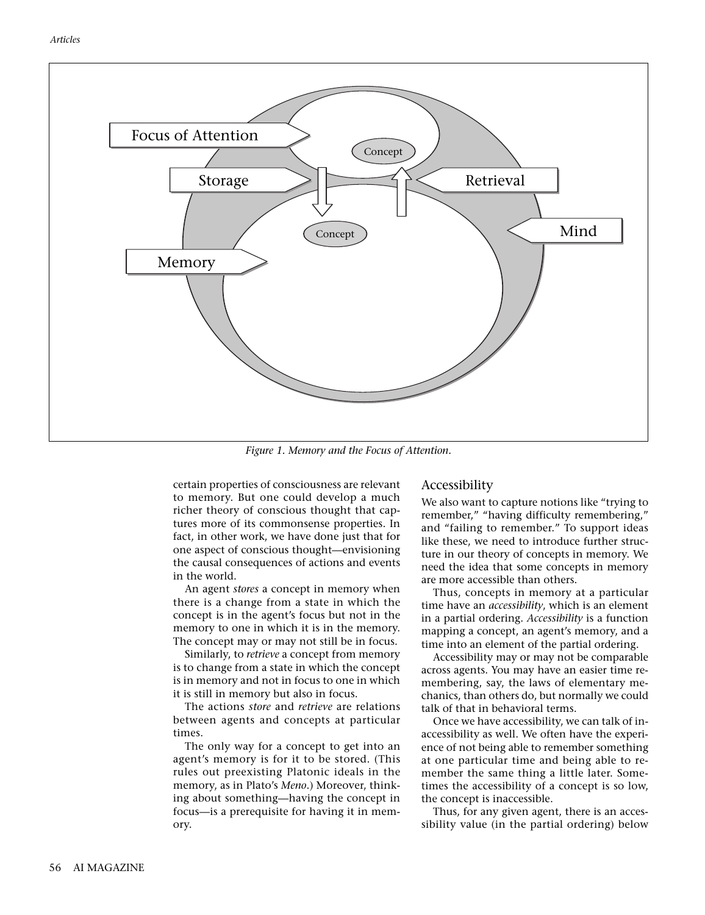Figure 1. Memory and the Focus of Attention.

certain properties of consciousness are relevant to memory. But one could develop a much richer theory of conscious thought that captures more of its commonsense properties. In fact, in other work, we have done just that for one aspect of conscious thought—envisioning the causal consequences of actions and events in the world.

An agent *stores* a concept in memory when there is a change from a state in which the concept is in the agent's focus but not in the memory to one in which it is in the memory. The concept may or may not still be in focus.

Similarly, to *retrieve* a concept from memory is to change from a state in which the concept is in memory and not in focus to one in which it is still in memory but also in focus.

The actions *store* and *retrieve* are relations between agents and concepts at particular times.

The only way for a concept to get into an agent's memory is for it to be stored. (This rules out preexisting Platonic ideals in the memory, as in Plato's *Meno*.) Moreover, thinking about something—having the concept in focus—is a prerequisite for having it in memory.

## Accessibility

We also want to capture notions like "trying to remember," "having difficulty remembering," and "failing to remember." To support ideas like these, we need to introduce further structure in our theory of concepts in memory. We need the idea that some concepts in memory are more accessible than others.

Thus, concepts in memory at a particular time have an *accessibility*, which is an element in a partial ordering. *Accessibility* is a function mapping a concept, an agent's memory, and a time into an element of the partial ordering.

Accessibility may or may not be comparable across agents. You may have an easier time remembering, say, the laws of elementary mechanics, than others do, but normally we could talk of that in behavioral terms.

Once we have accessibility, we can talk of inaccessibility as well. We often have the experience of not being able to remember something at one particular time and being able to remember the same thing a little later. Sometimes the accessibility of a concept is so low, the concept is inaccessible.

Thus, for any given agent, there is an accessibility value (in the partial ordering) below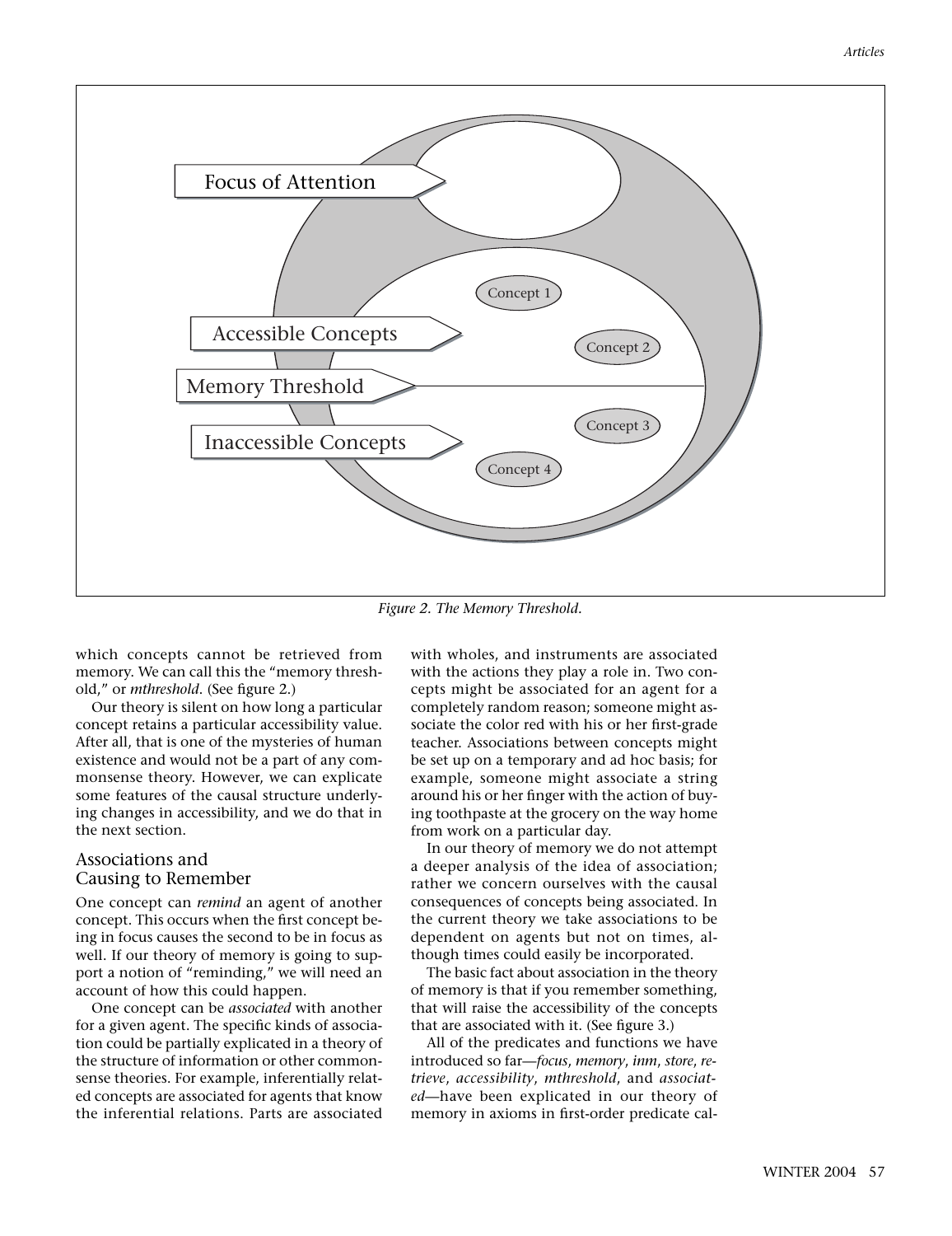Focus of Attention

Accessible Concepts

Memory Threshold

Inaccessible Concepts

Concept 1

Concept 2

Concept 3

Concept 4

*Figure 2. The Memory Threshold.*

which concepts cannot be retrieved from memory. We can call this the "memory threshold," or *mthreshold*. (See figure 2.)

Our theory is silent on how long a particular concept retains a particular accessibility value. After all, that is one of the mysteries of human existence and would not be a part of any commonsense theory. However, we can explicate some features of the causal structure underlying changes in accessibility, and we do that in the next section.

## Associations and Causing to Remember

One concept can *remind* an agent of another concept. This occurs when the first concept being in focus causes the second to be in focus as well. If our theory of memory is going to support a notion of "reminding," we will need an account of how this could happen.

One concept can be *associated* with another for a given agent. The specific kinds of association could be partially explicated in a theory of the structure of information or other commonsense theories. For example, inferentially related concepts are associated for agents that know the inferential relations. Parts are associated with wholes, and instruments are associated with the actions they play a role in. Two concepts might be associated for an agent for a completely random reason; someone might associate the color red with his or her first-grade teacher. Associations between concepts might be set up on a temporary and ad hoc basis; for example, someone might associate a string around his or her finger with the action of buying toothpaste at the grocery on the way home from work on a particular day.

In our theory of memory we do not attempt a deeper analysis of the idea of association; rather we concern ourselves with the causal consequences of concepts being associated. In the current theory we take associations to be dependent on agents but not on times, although times could easily be incorporated.

The basic fact about association in the theory of memory is that if you remember something, that will raise the accessibility of the concepts that are associated with it. (See figure 3.)

All of the predicates and functions we have introduced so far—*focus*, *memory*, *inm*, *store*, *retrieve*, *accessibility*, *mthreshold*, and *associated*—have been explicated in our theory of memory in axioms in first-order predicate cal-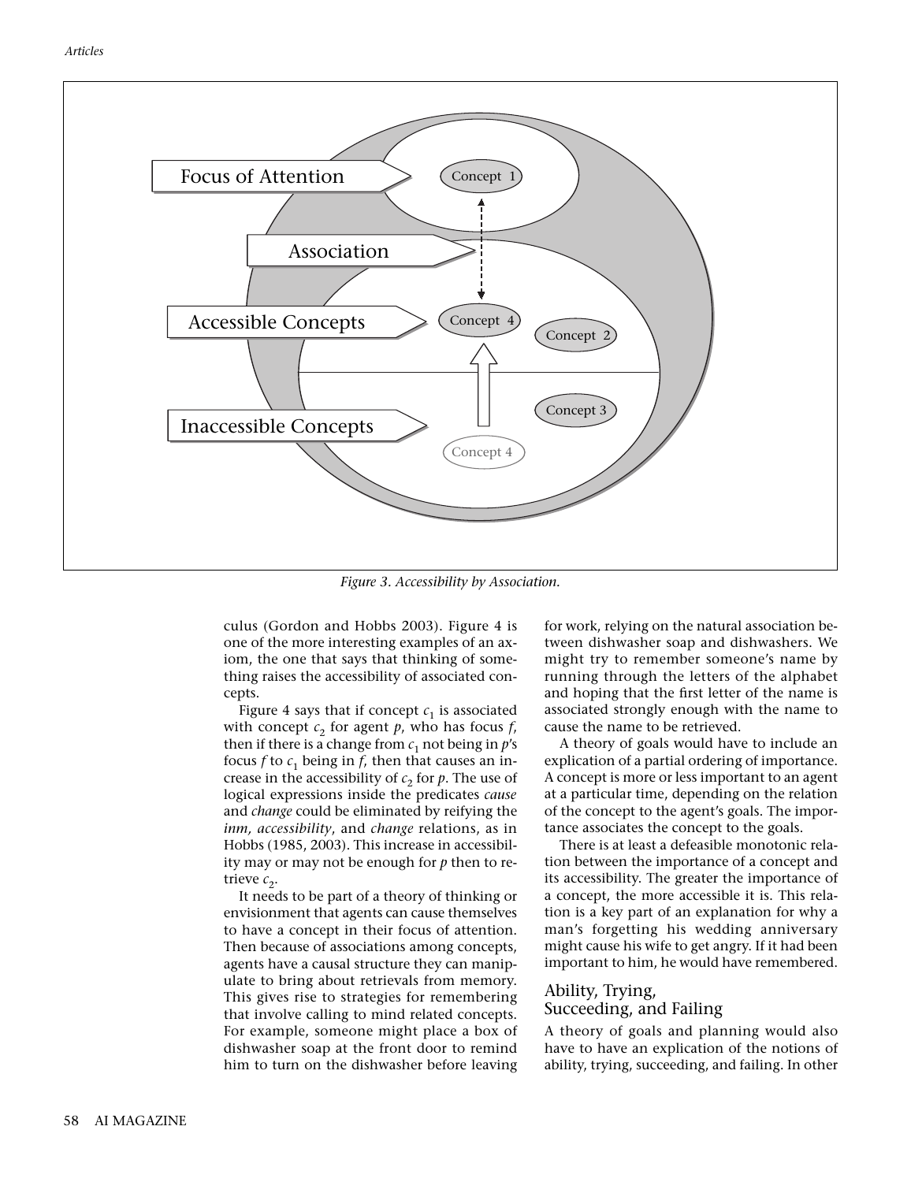Figure 3. Accessibility by Association.

culus (Gordon and Hobbs 2003). Figure 4 is one of the more interesting examples of an axiom, the one that says that thinking of something raises the accessibility of associated concepts.

Figure 4 says that if concept $c_1$ is associated with concept $c_2$ for agent $p$, who has focus $f$, then if there is a change from $c_1$ not being in $p$'s focus $f$ to $c_1$ being in $f$, then that causes an increase in the accessibility of $c_2$ for $p$. The use of logical expressions inside the predicates *cause* and *change* could be eliminated by reifying the *inm, accessibility*, and *change* relations, as in Hobbs (1985, 2003). This increase in accessibility may or may not be enough for $p$ then to retrieve $c_2$.

It needs to be part of a theory of thinking or envisionment that agents can cause themselves to have a concept in their focus of attention. Then because of associations among concepts, agents have a causal structure they can manipulate to bring about retrievals from memory. This gives rise to strategies for remembering that involve calling to mind related concepts. For example, someone might place a box of dishwasher soap at the front door to remind him to turn on the dishwasher before leaving for work, relying on the natural association between dishwasher soap and dishwashers. We might try to remember someone's name by running through the letters of the alphabet and hoping that the first letter of the name is associated strongly enough with the name to cause the name to be retrieved.

A theory of goals would have to include an explication of a partial ordering of importance. A concept is more or less important to an agent at a particular time, depending on the relation of the concept to the agent's goals. The importance associates the concept to the goals.

There is at least a defeasible monotonic relation between the importance of a concept and its accessibility. The greater the importance of a concept, the more accessible it is. This relation is a key part of an explanation for why a man's forgetting his wedding anniversary might cause his wife to get angry. If it had been important to him, he would have remembered.

## Ability, Trying, Succeeding, and Failing

A theory of goals and planning would also have to have an explication of the notions of ability, trying, succeeding, and failing. In other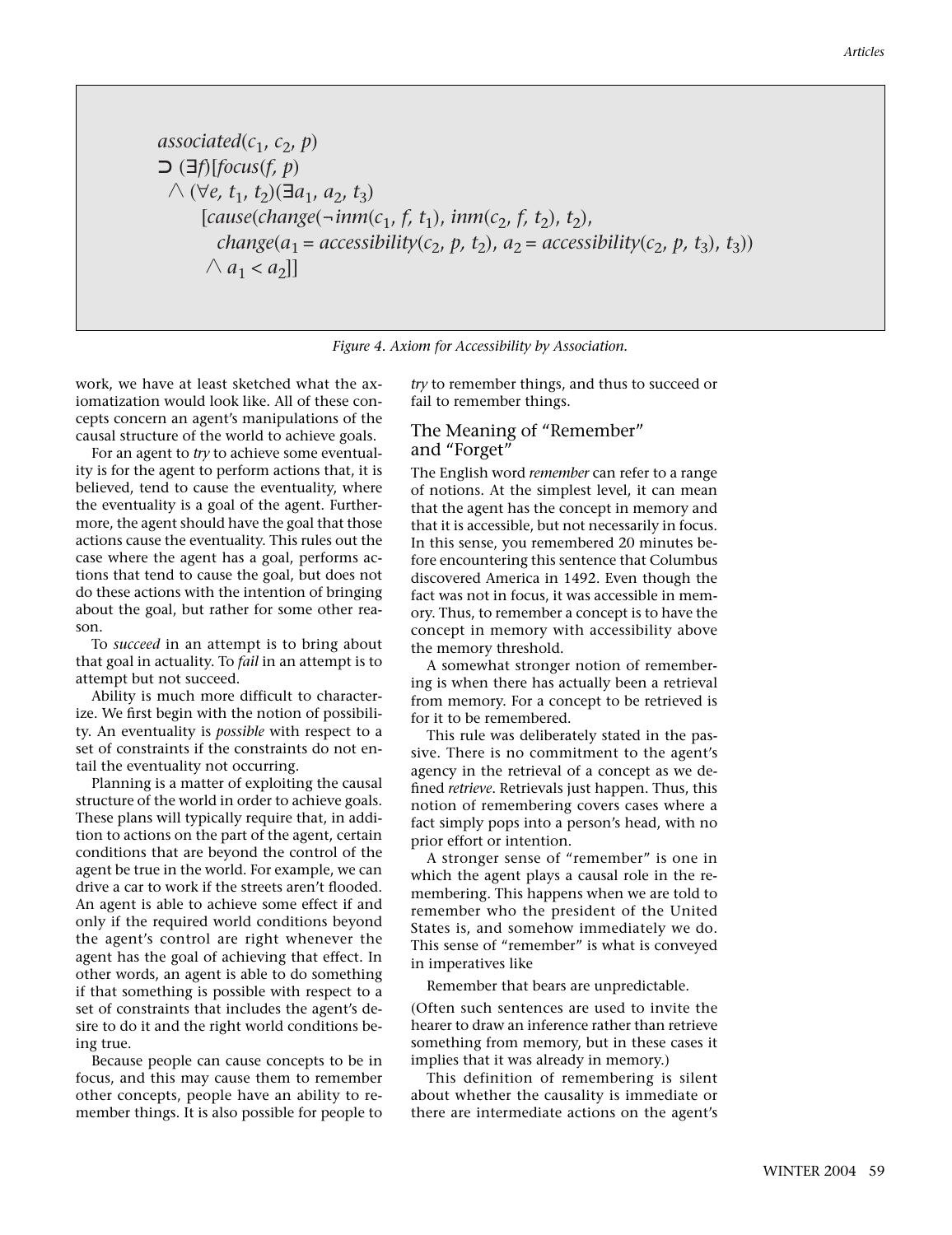$$
\begin{aligned}
&associated(c_1, c_2, p) \\
&\supset (\exists f)[focus(f, p) \\
&\quad \wedge (\forall e, t_1, t_2)(\exists a_1, a_2, t_3) \\
&\qquad [cause(change(\neg inm(c_1, f, t_1), inm(c_2, f, t_2), t_2), \\
&\qquad\quad change(a_1 = accessibility(c_2, p, t_2), a_2 = accessibility(c_2, p, t_3), t_3)) \\
&\qquad \wedge a_1 < a_2]]
\end{aligned}
$$

*Figure 4. Axiom for Accessibility by Association.*

work, we have at least sketched what the axiomatization would look like. All of these concepts concern an agent's manipulations of the causal structure of the world to achieve goals.

For an agent to *try* to achieve some eventuality is for the agent to perform actions that, it is believed, tend to cause the eventuality, where the eventuality is a goal of the agent. Furthermore, the agent should have the goal that those actions cause the eventuality. This rules out the case where the agent has a goal, performs actions that tend to cause the goal, but does not do these actions with the intention of bringing about the goal, but rather for some other reason.

To *succeed* in an attempt is to bring about that goal in actuality. To *fail* in an attempt is to attempt but not succeed.

Ability is much more difficult to characterize. We first begin with the notion of possibility. An eventuality is *possible* with respect to a set of constraints if the constraints do not entail the eventuality not occurring.

Planning is a matter of exploiting the causal structure of the world in order to achieve goals. These plans will typically require that, in addition to actions on the part of the agent, certain conditions that are beyond the control of the agent be true in the world. For example, we can drive a car to work if the streets aren't flooded. An agent is able to achieve some effect if and only if the required world conditions beyond the agent's control are right whenever the agent has the goal of achieving that effect. In other words, an agent is able to do something if that something is possible with respect to a set of constraints that includes the agent's desire to do it and the right world conditions being true.

Because people can cause concepts to be in focus, and this may cause them to remember other concepts, people have an ability to remember things. It is also possible for people to *try* to remember things, and thus to succeed or fail to remember things.

## The Meaning of "Remember" and "Forget"

The English word *remember* can refer to a range of notions. At the simplest level, it can mean that the agent has the concept in memory and that it is accessible, but not necessarily in focus. In this sense, you remembered 20 minutes before encountering this sentence that Columbus discovered America in 1492. Even though the fact was not in focus, it was accessible in memory. Thus, to remember a concept is to have the concept in memory with accessibility above the memory threshold.

A somewhat stronger notion of remembering is when there has actually been a retrieval from memory. For a concept to be retrieved is for it to be remembered.

This rule was deliberately stated in the passive. There is no commitment to the agent's agency in the retrieval of a concept as we defined *retrieve*. Retrievals just happen. Thus, this notion of remembering covers cases where a fact simply pops into a person's head, with no prior effort or intention.

A stronger sense of "remember" is one in which the agent plays a causal role in the remembering. This happens when we are told to remember who the president of the United States is, and somehow immediately we do. This sense of "remember" is what is conveyed in imperatives like

Remember that bears are unpredictable.

(Often such sentences are used to invite the hearer to draw an inference rather than retrieve something from memory, but in these cases it implies that it was already in memory.)

This definition of remembering is silent about whether the causality is immediate or there are intermediate actions on the agent's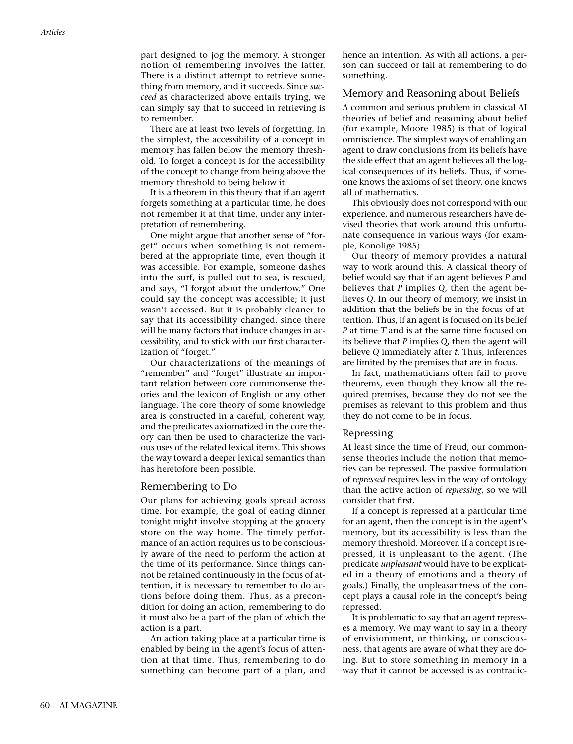part designed to jog the memory. A stronger notion of remembering involves the latter. There is a distinct attempt to retrieve something from memory, and it succeeds. Since *succeed* as characterized above entails trying, we can simply say that to succeed in retrieving is to remember.

There are at least two levels of forgetting. In the simplest, the accessibility of a concept in memory has fallen below the memory threshold. To forget a concept is for the accessibility of the concept to change from being above the memory threshold to being below it.

It is a theorem in this theory that if an agent forgets something at a particular time, he does not remember it at that time, under any interpretation of remembering.

One might argue that another sense of "forget" occurs when something is not remembered at the appropriate time, even though it was accessible. For example, someone dashes into the surf, is pulled out to sea, is rescued, and says, "I forgot about the undertow." One could say the concept was accessible; it just wasn't accessed. But it is probably cleaner to say that its accessibility changed, since there will be many factors that induce changes in accessibility, and to stick with our first characterization of "forget."

Our characterizations of the meanings of "remember" and "forget" illustrate an important relation between core commonsense theories and the lexicon of English or any other language. The core theory of some knowledge area is constructed in a careful, coherent way, and the predicates axiomatized in the core theory can then be used to characterize the various uses of the related lexical items. This shows the way toward a deeper lexical semantics than has heretofore been possible.

## Remembering to Do

Our plans for achieving goals spread across time. For example, the goal of eating dinner tonight might involve stopping at the grocery store on the way home. The timely performance of an action requires us to be consciously aware of the need to perform the action at the time of its performance. Since things cannot be retained continuously in the focus of attention, it is necessary to remember to do actions before doing them. Thus, as a precondition for doing an action, remembering to do it must also be a part of the plan of which the action is a part.

An action taking place at a particular time is enabled by being in the agent's focus of attention at that time. Thus, remembering to do something can become part of a plan, and hence an intention. As with all actions, a person can succeed or fail at remembering to do something.

## Memory and Reasoning about Beliefs

A common and serious problem in classical AI theories of belief and reasoning about belief (for example, Moore 1985) is that of logical omniscience. The simplest ways of enabling an agent to draw conclusions from its beliefs have the side effect that an agent believes all the logical consequences of its beliefs. Thus, if someone knows the axioms of set theory, one knows all of mathematics.

This obviously does not correspond with our experience, and numerous researchers have devised theories that work around this unfortunate consequence in various ways (for example, Konolige 1985).

Our theory of memory provides a natural way to work around this. A classical theory of belief would say that if an agent believes $P$ and believes that $P$ implies $Q$, then the agent believes $Q$. In our theory of memory, we insist in addition that the beliefs be in the focus of attention. Thus, if an agent is focused on its belief $P$ at time $T$ and is at the same time focused on its believe that $P$ implies $Q$, then the agent will believe $Q$ immediately after $t$. Thus, inferences are limited by the premises that are in focus.

In fact, mathematicians often fail to prove theorems, even though they know all the required premises, because they do not see the premises as relevant to this problem and thus they do not come to be in focus.

## Repressing

At least since the time of Freud, our commonsense theories include the notion that memories can be repressed. The passive formulation of *repressed* requires less in the way of ontology than the active action of *repressing*, so we will consider that first.

If a concept is repressed at a particular time for an agent, then the concept is in the agent's memory, but its accessibility is less than the memory threshold. Moreover, if a concept is repressed, it is unpleasant to the agent. (The predicate *unpleasant* would have to be explicated in a theory of emotions and a theory of goals.) Finally, the unpleasantness of the concept plays a causal role in the concept's being repressed.

It is problematic to say that an agent represses a memory. We may want to say in a theory of envisionment, or thinking, or consciousness, that agents are aware of what they are doing. But to store something in memory in a way that it cannot be accessed is as contradic-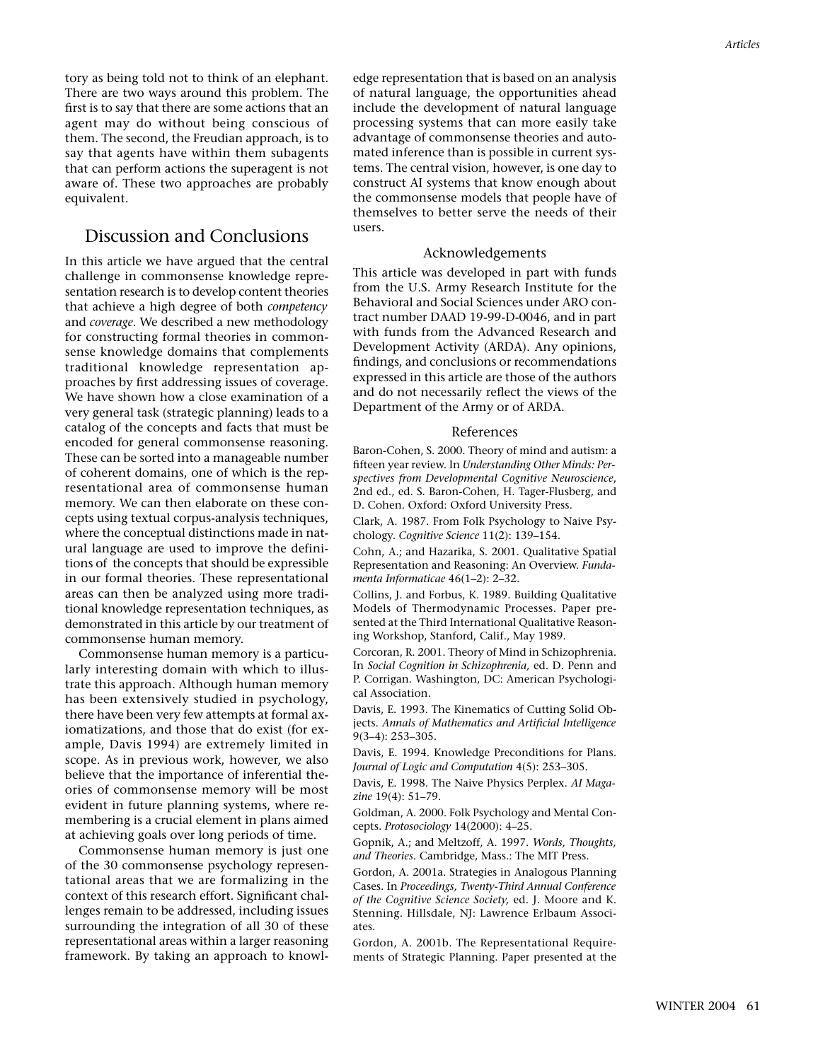tory as being told not to think of an elephant. There are two ways around this problem. The first is to say that there are some actions that an agent may do without being conscious of them. The second, the Freudian approach, is to say that agents have within them subagents that can perform actions the superagent is not aware of. These two approaches are probably equivalent.

## Discussion and Conclusions

In this article we have argued that the central challenge in commonsense knowledge representation research is to develop content theories that achieve a high degree of both *competency* and *coverage*. We described a new methodology for constructing formal theories in commonsense knowledge domains that complements traditional knowledge representation approaches by first addressing issues of coverage. We have shown how a close examination of a very general task (strategic planning) leads to a catalog of the concepts and facts that must be encoded for general commonsense reasoning. These can be sorted into a manageable number of coherent domains, one of which is the representational area of commonsense human memory. We can then elaborate on these concepts using textual corpus-analysis techniques, where the conceptual distinctions made in natural language are used to improve the definitions of the concepts that should be expressible in our formal theories. These representational areas can then be analyzed using more traditional knowledge representation techniques, as demonstrated in this article by our treatment of commonsense human memory.

Commonsense human memory is a particularly interesting domain with which to illustrate this approach. Although human memory has been extensively studied in psychology, there have been very few attempts at formal axiomatizations, and those that do exist (for example, Davis 1994) are extremely limited in scope. As in previous work, however, we also believe that the importance of inferential theories of commonsense memory will be most evident in future planning systems, where remembering is a crucial element in plans aimed at achieving goals over long periods of time.

Commonsense human memory is just one of the 30 commonsense psychology representational areas that we are formalizing in the context of this research effort. Significant challenges remain to be addressed, including issues surrounding the integration of all 30 of these representational areas within a larger reasoning framework. By taking an approach to knowledge representation that is based on an analysis of natural language, the opportunities ahead include the development of natural language processing systems that can more easily take advantage of commonsense theories and automated inference than is possible in current systems. The central vision, however, is one day to construct AI systems that know enough about the commonsense models that people have of themselves to better serve the needs of their users.

### Acknowledgements

This article was developed in part with funds from the U.S. Army Research Institute for the Behavioral and Social Sciences under ARO contract number DAAD 19-99-D-0046, and in part with funds from the Advanced Research and Development Activity (ARDA). Any opinions, findings, and conclusions or recommendations expressed in this article are those of the authors and do not necessarily reflect the views of the Department of the Army or of ARDA.

### References

Baron-Cohen, S. 2000. Theory of mind and autism: a fifteen year review. In *Understanding Other Minds: Perspectives from Developmental Cognitive Neuroscience*, 2nd ed., ed. S. Baron-Cohen, H. Tager-Flusberg, and D. Cohen. Oxford: Oxford University Press.

Clark, A. 1987. From Folk Psychology to Naive Psychology. *Cognitive Science* 11(2): 139–154.

Cohn, A.; and Hazarika, S. 2001. Qualitative Spatial Representation and Reasoning: An Overview. *Fundamenta Informaticae* 46(1–2): 2–32.

Collins, J. and Forbus, K. 1989. Building Qualitative Models of Thermodynamic Processes. Paper presented at the Third International Qualitative Reasoning Workshop, Stanford, Calif., May 1989.

Corcoran, R. 2001. Theory of Mind in Schizophrenia. In *Social Cognition in Schizophrenia,* ed. D. Penn and P. Corrigan. Washington, DC: American Psychological Association.

Davis, E. 1993. The Kinematics of Cutting Solid Objects. *Annals of Mathematics and Artificial Intelligence* 9(3–4): 253–305.

Davis, E. 1994. Knowledge Preconditions for Plans. *Journal of Logic and Computation* 4(5): 253–305.

Davis, E. 1998. The Naive Physics Perplex. *AI Magazine* 19(4): 51–79.

Goldman, A. 2000. Folk Psychology and Mental Concepts. *Protosociology* 14(2000): 4–25.

Gopnik, A.; and Meltzoff, A. 1997. *Words, Thoughts, and Theories*. Cambridge, Mass.: The MIT Press.

Gordon, A. 2001a. Strategies in Analogous Planning Cases. In *Proceedings, Twenty-Third Annual Conference of the Cognitive Science Society,* ed. J. Moore and K. Stenning. Hillsdale, NJ: Lawrence Erlbaum Associates.

Gordon, A. 2001b. The Representational Requirements of Strategic Planning. Paper presented at the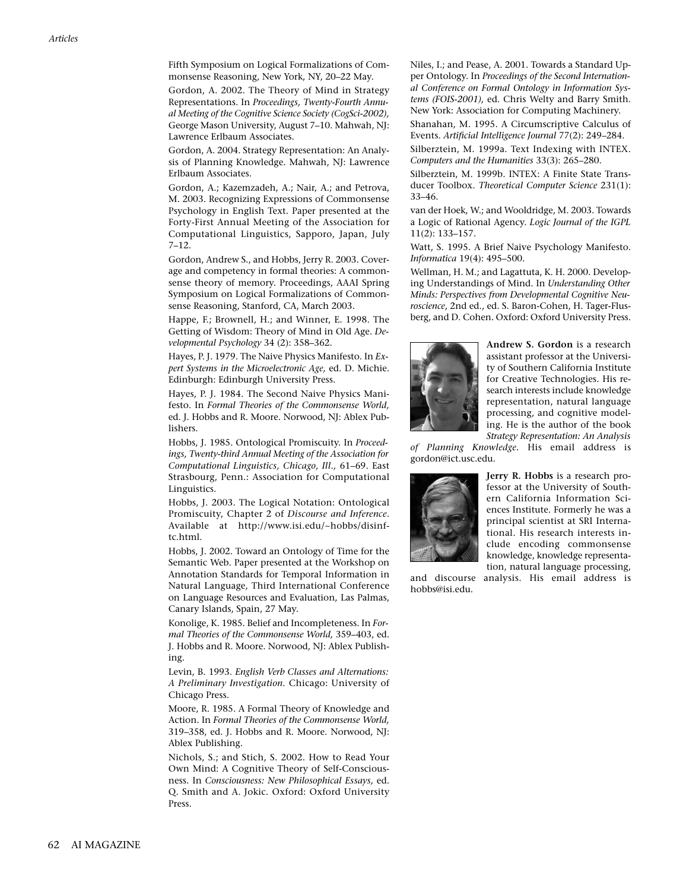Fifth Symposium on Logical Formalizations of Commonsense Reasoning, New York, NY, 20–22 May.

Gordon, A. 2002. The Theory of Mind in Strategy Representations. In *Proceedings, Twenty-Fourth Annual Meeting of the Cognitive Science Society (CogSci-2002),* George Mason University, August 7–10. Mahwah, NJ: Lawrence Erlbaum Associates.

Gordon, A. 2004. Strategy Representation: An Analysis of Planning Knowledge. Mahwah, NJ: Lawrence Erlbaum Associates.

Gordon, A.; Kazemzadeh, A.; Nair, A.; and Petrova, M. 2003. Recognizing Expressions of Commonsense Psychology in English Text. Paper presented at the Forty-First Annual Meeting of the Association for Computational Linguistics, Sapporo, Japan, July 7–12.

Gordon, Andrew S., and Hobbs, Jerry R. 2003. Coverage and competency in formal theories: A commonsense theory of memory. Proceedings, AAAI Spring Symposium on Logical Formalizations of Commonsense Reasoning, Stanford, CA, March 2003.

Happe, F.; Brownell, H.; and Winner, E. 1998. The Getting of Wisdom: Theory of Mind in Old Age. *Developmental Psychology* 34 (2): 358–362.

Hayes, P. J. 1979. The Naive Physics Manifesto. In *Expert Systems in the Microelectronic Age,* ed. D. Michie. Edinburgh: Edinburgh University Press.

Hayes, P. J. 1984. The Second Naive Physics Manifesto. In *Formal Theories of the Commonsense World,* ed. J. Hobbs and R. Moore. Norwood, NJ: Ablex Publishers.

Hobbs, J. 1985. Ontological Promiscuity. In *Proceedings, Twenty-third Annual Meeting of the Association for Computational Linguistics, Chicago, Ill.,* 61–69. East Strasbourg, Penn.: Association for Computational Linguistics.

Hobbs, J. 2003. The Logical Notation: Ontological Promiscuity, Chapter 2 of *Discourse and Inference*. Available at http://www.isi.edu/~hobbs/disinf-tc.html.

Hobbs, J. 2002. Toward an Ontology of Time for the Semantic Web. Paper presented at the Workshop on Annotation Standards for Temporal Information in Natural Language, Third International Conference on Language Resources and Evaluation, Las Palmas, Canary Islands, Spain, 27 May.

Konolige, K. 1985. Belief and Incompleteness. In *Formal Theories of the Commonsense World,* 359–403, ed. J. Hobbs and R. Moore. Norwood, NJ: Ablex Publishing.

Levin, B. 1993. *English Verb Classes and Alternations: A Preliminary Investigation.* Chicago: University of Chicago Press.

Moore, R. 1985. A Formal Theory of Knowledge and Action. In *Formal Theories of the Commonsense World,* 319–358, ed. J. Hobbs and R. Moore. Norwood, NJ: Ablex Publishing.

Nichols, S.; and Stich, S. 2002. How to Read Your Own Mind: A Cognitive Theory of Self-Consciousness. In *Consciousness: New Philosophical Essays,* ed. Q. Smith and A. Jokic. Oxford: Oxford University Press.

Niles, I.; and Pease, A. 2001. Towards a Standard Upper Ontology. In *Proceedings of the Second International Conference on Formal Ontology in Information Systems (FOIS-2001),* ed. Chris Welty and Barry Smith. New York: Association for Computing Machinery.

Shanahan, M. 1995. A Circumscriptive Calculus of Events. *Artificial Intelligence Journal* 77(2): 249–284.

Silberztein, M. 1999a. Text Indexing with INTEX. *Computers and the Humanities* 33(3): 265–280.

Silberztein, M. 1999b. INTEX: A Finite State Transducer Toolbox. *Theoretical Computer Science* 231(1): 33–46.

van der Hoek, W.; and Wooldridge, M. 2003. Towards a Logic of Rational Agency. *Logic Journal of the IGPL* 11(2): 133–157.

Watt, S. 1995. A Brief Naive Psychology Manifesto. *Informatica* 19(4): 495–500.

Wellman, H. M.; and Lagattuta, K. H. 2000. Developing Understandings of Mind. In *Understanding Other Minds: Perspectives from Developmental Cognitive Neuroscience*, 2nd ed., ed. S. Baron-Cohen, H. Tager-Flusberg, and D. Cohen. Oxford: Oxford University Press.

**Andrew S. Gordon** is a research assistant professor at the University of Southern California Institute for Creative Technologies. His research interests include knowledge representation, natural language processing, and cognitive modeling. He is the author of the book *Strategy Representation: An Analysis of Planning Knowledge*. His email address is gordon@ict.usc.edu.

**Jerry R. Hobbs** is a research professor at the University of Southern California Information Sciences Institute. Formerly he was a principal scientist at SRI International. His research interests include encoding commonsense knowledge, knowledge representation, natural language processing, and discourse analysis. His email address is hobbs@isi.edu.